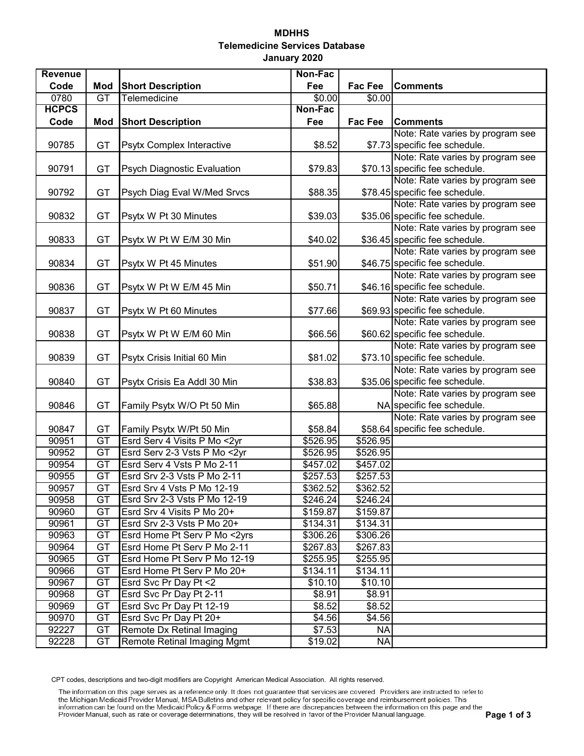**MDHHS**

**Telemedicine Services Database**

**January 2020**

| Revenue Code | Mod | Short Description | Non-Fac Fee | Fac Fee | Comments |
|---|---|---|---|---|---|
| 0780 | GT | Telemedicine | $0.00 | $0.00 | |
| **HCPCS Code** | **Mod** | **Short Description** | **Non-Fac Fee** | **Fac Fee** | **Comments** |
| 90785 | GT | Psytx Complex Interactive | $8.52 | $7.73 | Note: Rate varies by program see specific fee schedule. |
| 90791 | GT | Psych Diagnostic Evaluation | $79.83 | $70.13 | Note: Rate varies by program see specific fee schedule. |
| 90792 | GT | Psych Diag Eval W/Med Srvcs | $88.35 | $78.45 | Note: Rate varies by program see specific fee schedule. |
| 90832 | GT | Psytx W Pt 30 Minutes | $39.03 | $35.06 | Note: Rate varies by program see specific fee schedule. |
| 90833 | GT | Psytx W Pt W E/M 30 Min | $40.02 | $36.45 | Note: Rate varies by program see specific fee schedule. |
| 90834 | GT | Psytx W Pt 45 Minutes | $51.90 | $46.75 | Note: Rate varies by program see specific fee schedule. |
| 90836 | GT | Psytx W Pt W E/M 45 Min | $50.71 | $46.16 | Note: Rate varies by program see specific fee schedule. |
| 90837 | GT | Psytx W Pt 60 Minutes | $77.66 | $69.93 | Note: Rate varies by program see specific fee schedule. |
| 90838 | GT | Psytx W Pt W E/M 60 Min | $66.56 | $60.62 | Note: Rate varies by program see specific fee schedule. |
| 90839 | GT | Psytx Crisis Initial 60 Min | $81.02 | $73.10 | Note: Rate varies by program see specific fee schedule. |
| 90840 | GT | Psytx Crisis Ea Addl 30 Min | $38.83 | $35.06 | Note: Rate varies by program see specific fee schedule. |
| 90846 | GT | Family Psytx W/O Pt 50 Min | $65.88 | NA | Note: Rate varies by program see specific fee schedule. |
| 90847 | GT | Family Psytx W/Pt 50 Min | $58.84 | $58.64 | Note: Rate varies by program see specific fee schedule. |
| 90951 | GT | Esrd Serv 4 Visits P Mo <2yr | $526.95 | $526.95 | |
| 90952 | GT | Esrd Serv 2-3 Vsts P Mo <2yr | $526.95 | $526.95 | |
| 90954 | GT | Esrd Serv 4 Vsts P Mo 2-11 | $457.02 | $457.02 | |
| 90955 | GT | Esrd Srv 2-3 Vsts P Mo 2-11 | $257.53 | $257.53 | |
| 90957 | GT | Esrd Srv 4 Vsts P Mo 12-19 | $362.52 | $362.52 | |
| 90958 | GT | Esrd Srv 2-3 Vsts P Mo 12-19 | $246.24 | $246.24 | |
| 90960 | GT | Esrd Srv 4 Visits P Mo 20+ | $159.87 | $159.87 | |
| 90961 | GT | Esrd Srv 2-3 Vsts P Mo 20+ | $134.31 | $134.31 | |
| 90963 | GT | Esrd Home Pt Serv P Mo <2yrs | $306.26 | $306.26 | |
| 90964 | GT | Esrd Home Pt Serv P Mo 2-11 | $267.83 | $267.83 | |
| 90965 | GT | Esrd Home Pt Serv P Mo 12-19 | $255.95 | $255.95 | |
| 90966 | GT | Esrd Home Pt Serv P Mo 20+ | $134.11 | $134.11 | |
| 90967 | GT | Esrd Svc Pr Day Pt <2 | $10.10 | $10.10 | |
| 90968 | GT | Esrd Svc Pr Day Pt 2-11 | $8.91 | $8.91 | |
| 90969 | GT | Esrd Svc Pr Day Pt 12-19 | $8.52 | $8.52 | |
| 90970 | GT | Esrd Svc Pr Day Pt 20+ | $4.56 | $4.56 | |
| 92227 | GT | Remote Dx Retinal Imaging | $7.53 | NA | |
| 92228 | GT | Remote Retinal Imaging Mgmt | $19.02 | NA | |

CPT codes, descriptions and two-digit modifiers are Copyright American Medical Association. All rights reserved.

The information on this page serves as a reference only. It does not guarantee that services are covered. Providers are instructed to refer to the Michigan Medicaid Provider Manual, MSA Bulletins and other relevant policy for specific coverage and reimbursement policies. This information can be found on the Medicaid Policy & Forms webpage. If there are discrepancies between the information on this page and the Provider Manual, such as rate or coverage determinations, they will be resolved in favor of the Provider Manual language.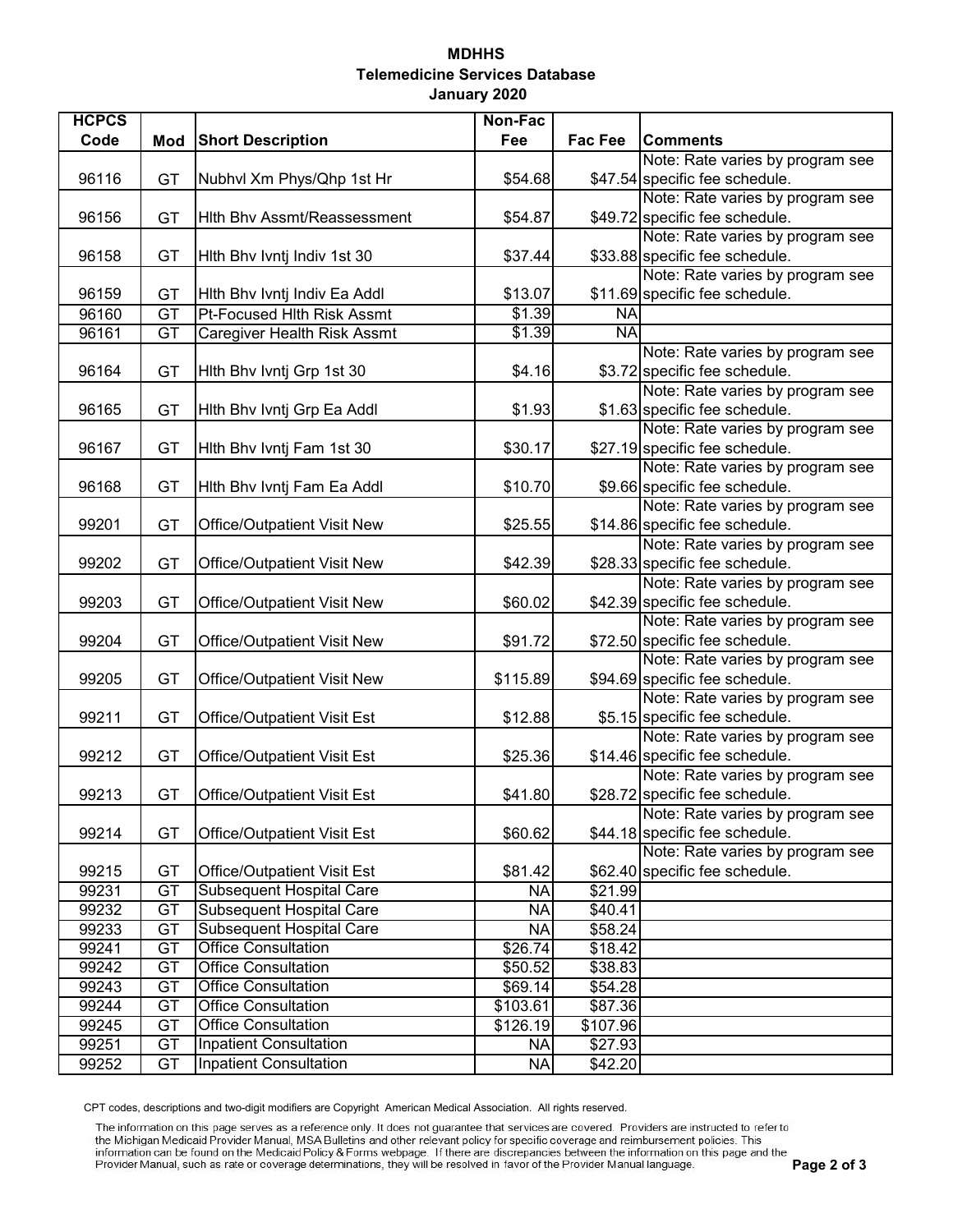# MDHHS
## Telemedicine Services Database
### January 2020

| HCPCS Code | Mod | Short Description | Non-Fac Fee | Fac Fee | Comments |
|---|---|---|---|---|---|
| 96116 | GT | Nubhvl Xm Phys/Qhp 1st Hr | $54.68 | $47.54 | Note: Rate varies by program see specific fee schedule. |
| 96156 | GT | Hlth Bhv Assmt/Reassessment | $54.87 | $49.72 | Note: Rate varies by program see specific fee schedule. |
| 96158 | GT | Hlth Bhv Ivntj Indiv 1st 30 | $37.44 | $33.88 | Note: Rate varies by program see specific fee schedule. |
| 96159 | GT | Hlth Bhv Ivntj Indiv Ea Addl | $13.07 | $11.69 | Note: Rate varies by program see specific fee schedule. |
| 96160 | GT | Pt-Focused Hlth Risk Assmt | $1.39 | NA | |
| 96161 | GT | Caregiver Health Risk Assmt | $1.39 | NA | |
| 96164 | GT | Hlth Bhv Ivntj Grp 1st 30 | $4.16 | $3.72 | Note: Rate varies by program see specific fee schedule. |
| 96165 | GT | Hlth Bhv Ivntj Grp Ea Addl | $1.93 | $1.63 | Note: Rate varies by program see specific fee schedule. |
| 96167 | GT | Hlth Bhv Ivntj Fam 1st 30 | $30.17 | $27.19 | Note: Rate varies by program see specific fee schedule. |
| 96168 | GT | Hlth Bhv Ivntj Fam Ea Addl | $10.70 | $9.66 | Note: Rate varies by program see specific fee schedule. |
| 99201 | GT | Office/Outpatient Visit New | $25.55 | $14.86 | Note: Rate varies by program see specific fee schedule. |
| 99202 | GT | Office/Outpatient Visit New | $42.39 | $28.33 | Note: Rate varies by program see specific fee schedule. |
| 99203 | GT | Office/Outpatient Visit New | $60.02 | $42.39 | Note: Rate varies by program see specific fee schedule. |
| 99204 | GT | Office/Outpatient Visit New | $91.72 | $72.50 | Note: Rate varies by program see specific fee schedule. |
| 99205 | GT | Office/Outpatient Visit New | $115.89 | $94.69 | Note: Rate varies by program see specific fee schedule. |
| 99211 | GT | Office/Outpatient Visit Est | $12.88 | $5.15 | Note: Rate varies by program see specific fee schedule. |
| 99212 | GT | Office/Outpatient Visit Est | $25.36 | $14.46 | Note: Rate varies by program see specific fee schedule. |
| 99213 | GT | Office/Outpatient Visit Est | $41.80 | $28.72 | Note: Rate varies by program see specific fee schedule. |
| 99214 | GT | Office/Outpatient Visit Est | $60.62 | $44.18 | Note: Rate varies by program see specific fee schedule. |
| 99215 | GT | Office/Outpatient Visit Est | $81.42 | $62.40 | Note: Rate varies by program see specific fee schedule. |
| 99231 | GT | Subsequent Hospital Care | NA | $21.99 | |
| 99232 | GT | Subsequent Hospital Care | NA | $40.41 | |
| 99233 | GT | Subsequent Hospital Care | NA | $58.24 | |
| 99241 | GT | Office Consultation | $26.74 | $18.42 | |
| 99242 | GT | Office Consultation | $50.52 | $38.83 | |
| 99243 | GT | Office Consultation | $69.14 | $54.28 | |
| 99244 | GT | Office Consultation | $103.61 | $87.36 | |
| 99245 | GT | Office Consultation | $126.19 | $107.96 | |
| 99251 | GT | Inpatient Consultation | NA | $27.93 | |
| 99252 | GT | Inpatient Consultation | NA | $42.20 | |

CPT codes, descriptions and two-digit modifiers are Copyright American Medical Association. All rights reserved.

The information on this page serves as a reference only. It does not guarantee that services are covered. Providers are instructed to refer to the Michigan Medicaid Provider Manual, MSA Bulletins and other relevant policy for specific coverage and reimbursement policies. This information can be found on the Medicaid Policy & Forms webpage. If there are discrepancies between the information on this page and the Provider Manual, such as rate or coverage determinations, they will be resolved in favor of the Provider Manual language.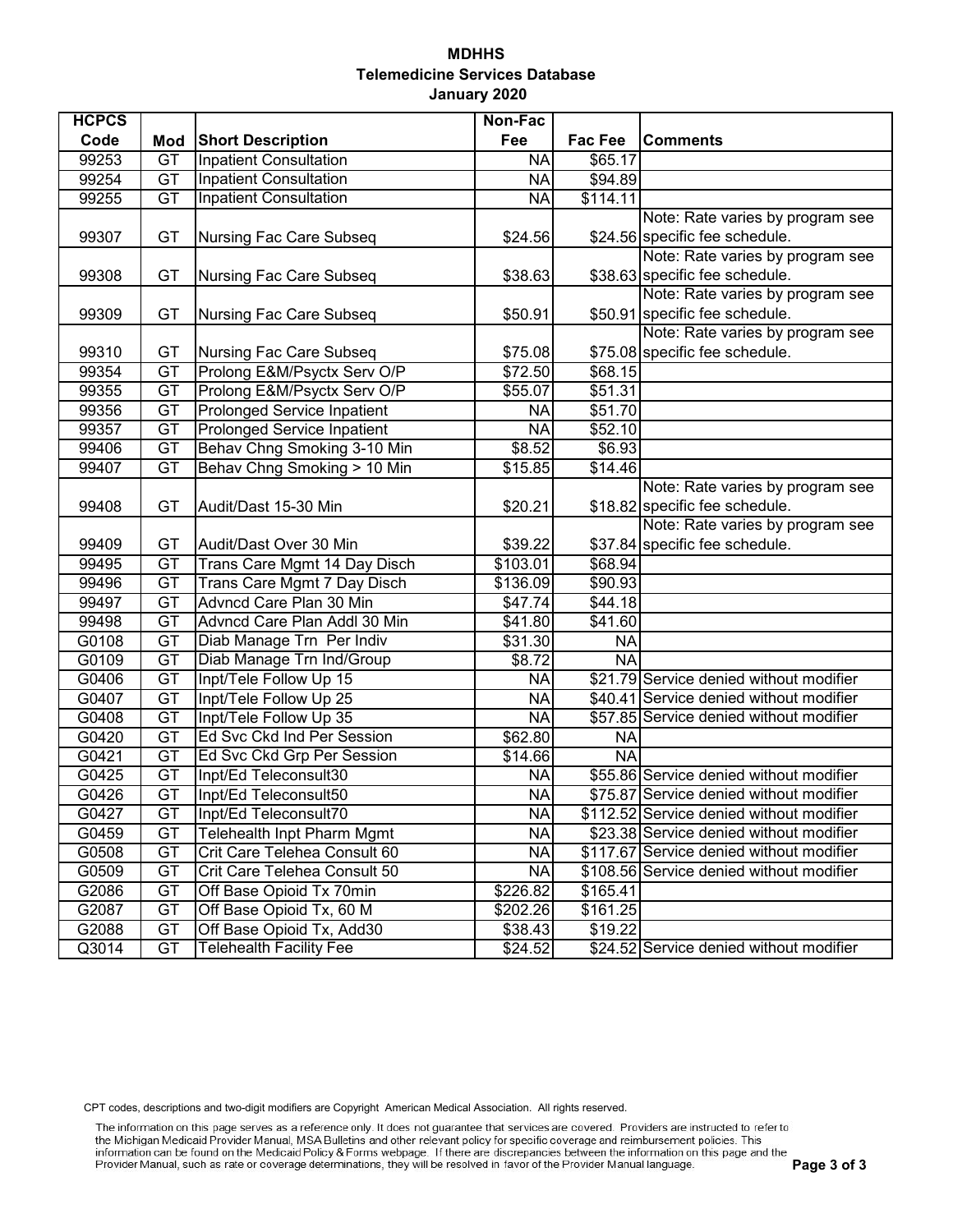**MDHHS**
**Telemedicine Services Database**
**January 2020**

| HCPCS Code | Mod | Short Description | Non-Fac Fee | Fac Fee | Comments |
|---|---|---|---|---|---|
| 99253 | GT | Inpatient Consultation | NA | $65.17 | |
| 99254 | GT | Inpatient Consultation | NA | $94.89 | |
| 99255 | GT | Inpatient Consultation | NA | $114.11 | |
| 99307 | GT | Nursing Fac Care Subseq | $24.56 | $24.56 | Note: Rate varies by program see specific fee schedule. |
| 99308 | GT | Nursing Fac Care Subseq | $38.63 | $38.63 | Note: Rate varies by program see specific fee schedule. |
| 99309 | GT | Nursing Fac Care Subseq | $50.91 | $50.91 | Note: Rate varies by program see specific fee schedule. |
| 99310 | GT | Nursing Fac Care Subseq | $75.08 | $75.08 | Note: Rate varies by program see specific fee schedule. |
| 99354 | GT | Prolong E&M/Psyctx Serv O/P | $72.50 | $68.15 | |
| 99355 | GT | Prolong E&M/Psyctx Serv O/P | $55.07 | $51.31 | |
| 99356 | GT | Prolonged Service Inpatient | NA | $51.70 | |
| 99357 | GT | Prolonged Service Inpatient | NA | $52.10 | |
| 99406 | GT | Behav Chng Smoking 3-10 Min | $8.52 | $6.93 | |
| 99407 | GT | Behav Chng Smoking > 10 Min | $15.85 | $14.46 | |
| 99408 | GT | Audit/Dast 15-30 Min | $20.21 | $18.82 | Note: Rate varies by program see specific fee schedule. |
| 99409 | GT | Audit/Dast Over 30 Min | $39.22 | $37.84 | Note: Rate varies by program see specific fee schedule. |
| 99495 | GT | Trans Care Mgmt 14 Day Disch | $103.01 | $68.94 | |
| 99496 | GT | Trans Care Mgmt 7 Day Disch | $136.09 | $90.93 | |
| 99497 | GT | Advncd Care Plan 30 Min | $47.74 | $44.18 | |
| 99498 | GT | Advncd Care Plan Addl 30 Min | $41.80 | $41.60 | |
| G0108 | GT | Diab Manage Trn Per Indiv | $31.30 | NA | |
| G0109 | GT | Diab Manage Trn Ind/Group | $8.72 | NA | |
| G0406 | GT | Inpt/Tele Follow Up 15 | NA | $21.79 | Service denied without modifier |
| G0407 | GT | Inpt/Tele Follow Up 25 | NA | $40.41 | Service denied without modifier |
| G0408 | GT | Inpt/Tele Follow Up 35 | NA | $57.85 | Service denied without modifier |
| G0420 | GT | Ed Svc Ckd Ind Per Session | $62.80 | NA | |
| G0421 | GT | Ed Svc Ckd Grp Per Session | $14.66 | NA | |
| G0425 | GT | Inpt/Ed Teleconsult30 | NA | $55.86 | Service denied without modifier |
| G0426 | GT | Inpt/Ed Teleconsult50 | NA | $75.87 | Service denied without modifier |
| G0427 | GT | Inpt/Ed Teleconsult70 | NA | $112.52 | Service denied without modifier |
| G0459 | GT | Telehealth Inpt Pharm Mgmt | NA | $23.38 | Service denied without modifier |
| G0508 | GT | Crit Care Telehea Consult 60 | NA | $117.67 | Service denied without modifier |
| G0509 | GT | Crit Care Telehea Consult 50 | NA | $108.56 | Service denied without modifier |
| G2086 | GT | Off Base Opioid Tx 70min | $226.82 | $165.41 | |
| G2087 | GT | Off Base Opioid Tx, 60 M | $202.26 | $161.25 | |
| G2088 | GT | Off Base Opioid Tx, Add30 | $38.43 | $19.22 | |
| Q3014 | GT | Telehealth Facility Fee | $24.52 | $24.52 | Service denied without modifier |

CPT codes, descriptions and two-digit modifiers are Copyright American Medical Association. All rights reserved.

The information on this page serves as a reference only. It does not guarantee that services are covered. Providers are instructed to refer to the Michigan Medicaid Provider Manual, MSA Bulletins and other relevant policy for specific coverage and reimbursement policies. This information can be found on the Medicaid Policy & Forms webpage. If there are discrepancies between the information on this page and the Provider Manual, such as rate or coverage determinations, they will be resolved in favor of the Provider Manual language.